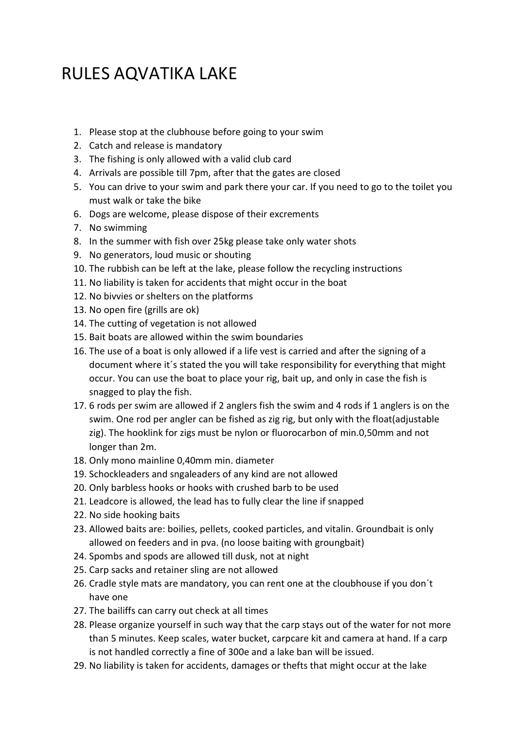# RULES AQVATIKA LAKE

1. Please stop at the clubhouse before going to your swim
2. Catch and release is mandatory
3. The fishing is only allowed with a valid club card
4. Arrivals are possible till 7pm, after that the gates are closed
5. You can drive to your swim and park there your car. If you need to go to the toilet you must walk or take the bike
6. Dogs are welcome, please dispose of their excrements
7. No swimming
8. In the summer with fish over 25kg please take only water shots
9. No generators, loud music or shouting
10. The rubbish can be left at the lake, please follow the recycling instructions
11. No liability is taken for accidents that might occur in the boat
12. No bivvies or shelters on the platforms
13. No open fire (grills are ok)
14. The cutting of vegetation is not allowed
15. Bait boats are allowed within the swim boundaries
16. The use of a boat is only allowed if a life vest is carried and after the signing of a document where it´s stated the you will take responsibility for everything that might occur. You can use the boat to place your rig, bait up, and only in case the fish is snagged to play the fish.
17. 6 rods per swim are allowed if 2 anglers fish the swim and 4 rods if 1 anglers is on the swim. One rod per angler can be fished as zig rig, but only with the float(adjustable zig). The hooklink for zigs must be nylon or fluorocarbon of min.0,50mm and not longer than 2m.
18. Only mono mainline 0,40mm min. diameter
19. Schockleaders and sngaleaders of any kind are not allowed
20. Only barbless hooks or hooks with crushed barb to be used
21. Leadcore is allowed, the lead has to fully clear the line if snapped
22. No side hooking baits
23. Allowed baits are: boilies, pellets, cooked particles, and vitalin. Groundbait is only allowed on feeders and in pva. (no loose baiting with groungbait)
24. Spombs and spods are allowed till dusk, not at night
25. Carp sacks and retainer sling are not allowed
26. Cradle style mats are mandatory, you can rent one at the cloubhouse if you don´t have one
27. The bailiffs can carry out check at all times
28. Please organize yourself in such way that the carp stays out of the water for not more than 5 minutes. Keep scales, water bucket, carpcare kit and camera at hand. If a carp is not handled correctly a fine of 300e and a lake ban will be issued.
29. No liability is taken for accidents, damages or thefts that might occur at the lake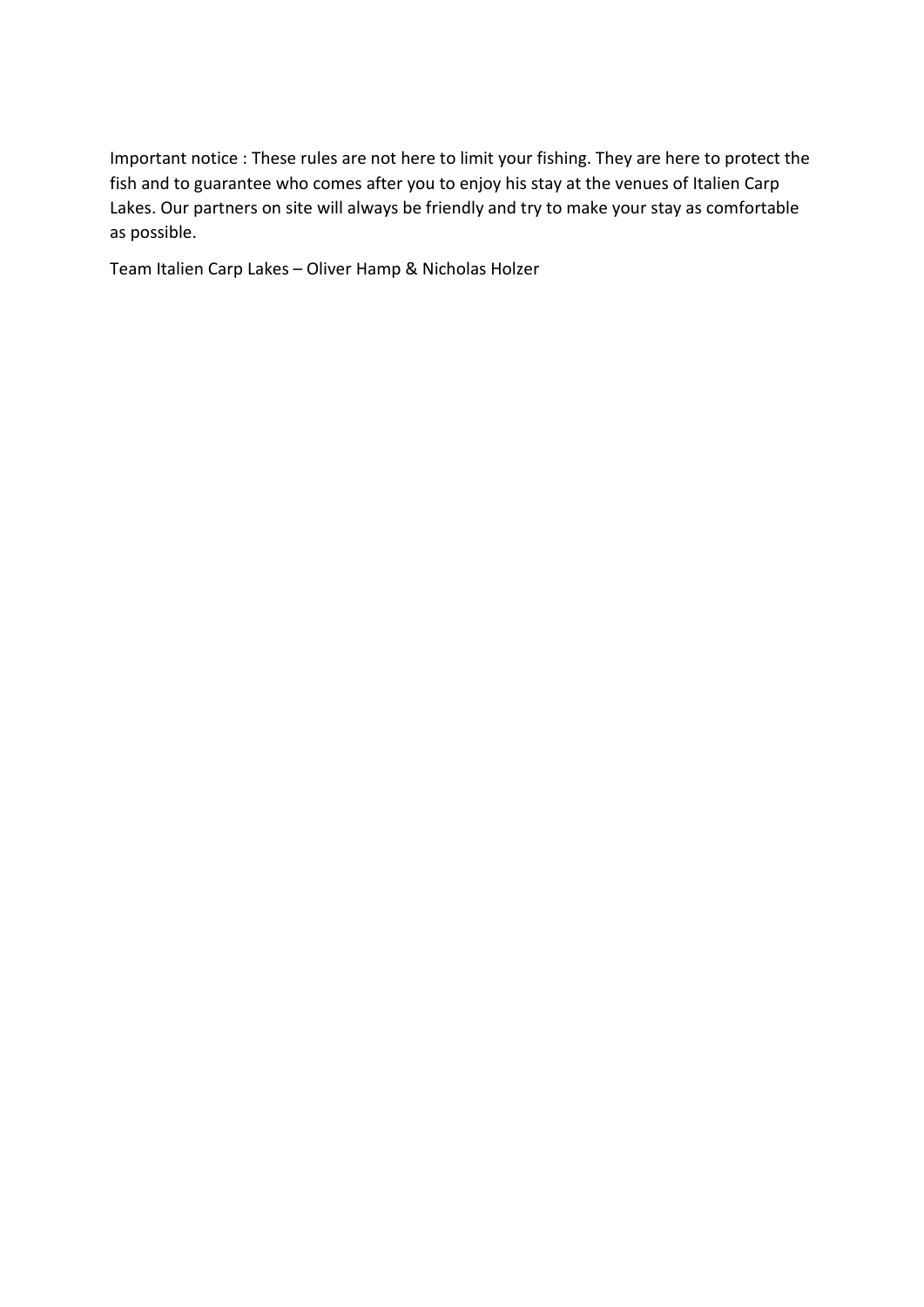Important notice : These rules are not here to limit your fishing. They are here to protect the fish and to guarantee who comes after you to enjoy his stay at the venues of Italien Carp Lakes. Our partners on site will always be friendly and try to make your stay as comfortable as possible.

Team Italien Carp Lakes – Oliver Hamp & Nicholas Holzer